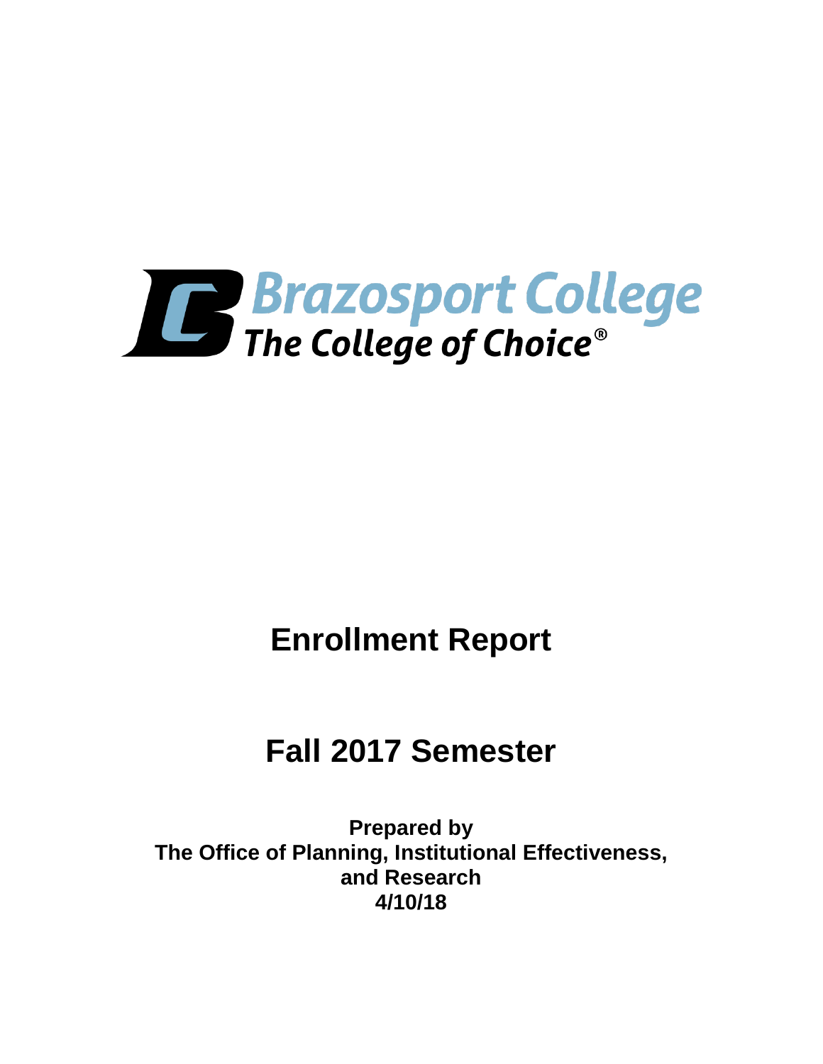Brazosport College

The College of Choice®

# Enrollment Report

# Fall 2017 Semester

**Prepared by**
**The Office of Planning, Institutional Effectiveness, and Research**
**4/10/18**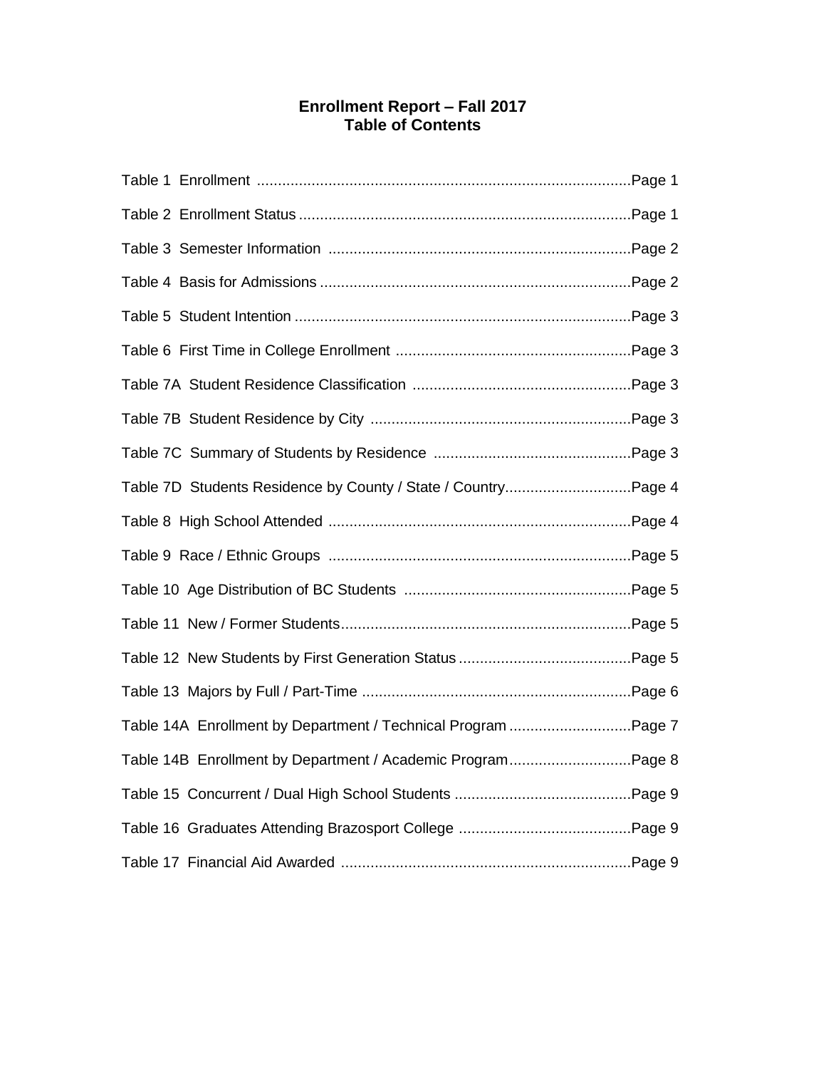# Enrollment Report – Fall 2017
## Table of Contents

| Table | Page |
|---|---|
| Table 1 Enrollment | Page 1 |
| Table 2 Enrollment Status | Page 1 |
| Table 3 Semester Information | Page 2 |
| Table 4 Basis for Admissions | Page 2 |
| Table 5 Student Intention | Page 3 |
| Table 6 First Time in College Enrollment | Page 3 |
| Table 7A Student Residence Classification | Page 3 |
| Table 7B Student Residence by City | Page 3 |
| Table 7C Summary of Students by Residence | Page 3 |
| Table 7D Students Residence by County / State / Country | Page 4 |
| Table 8 High School Attended | Page 4 |
| Table 9 Race / Ethnic Groups | Page 5 |
| Table 10 Age Distribution of BC Students | Page 5 |
| Table 11 New / Former Students | Page 5 |
| Table 12 New Students by First Generation Status | Page 5 |
| Table 13 Majors by Full / Part-Time | Page 6 |
| Table 14A Enrollment by Department / Technical Program | Page 7 |
| Table 14B Enrollment by Department / Academic Program | Page 8 |
| Table 15 Concurrent / Dual High School Students | Page 9 |
| Table 16 Graduates Attending Brazosport College | Page 9 |
| Table 17 Financial Aid Awarded | Page 9 |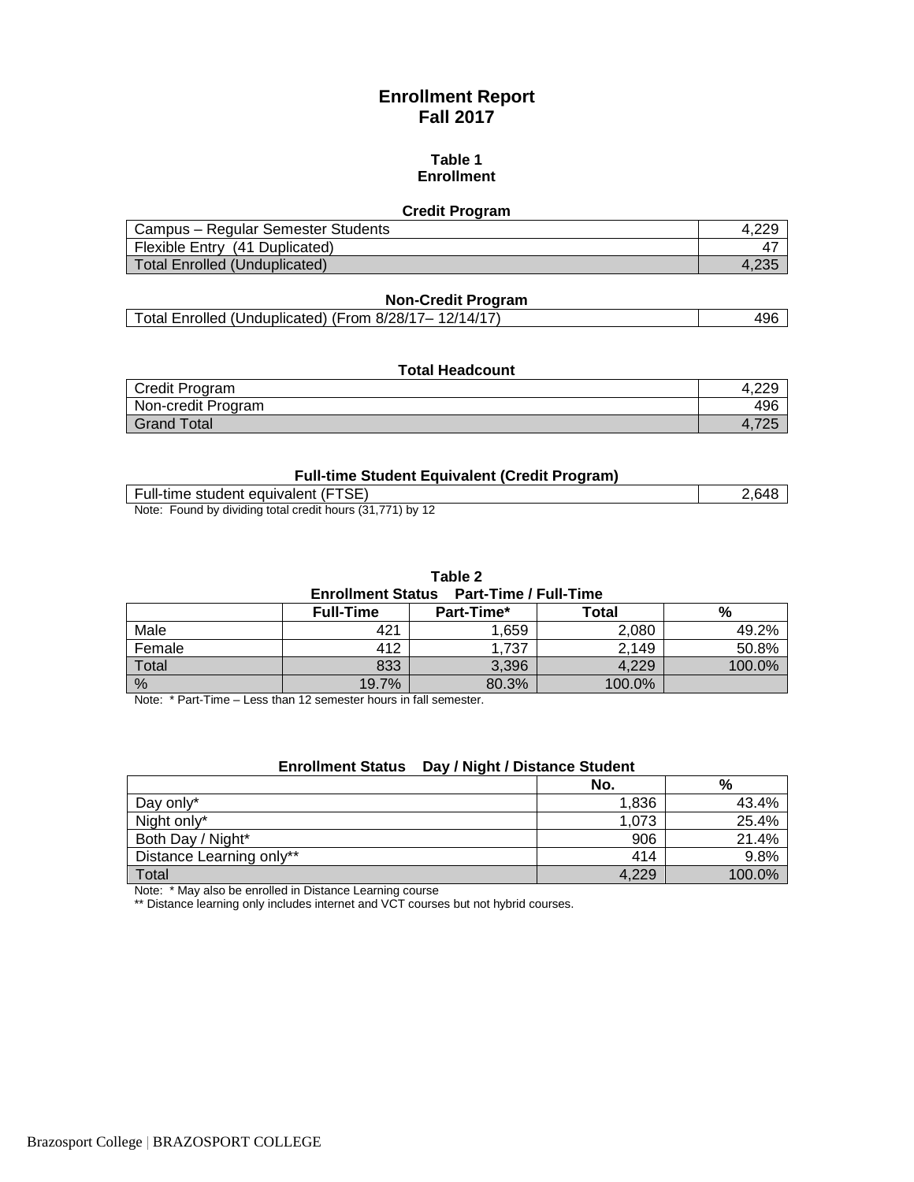# Enrollment Report
# Fall 2017

### Table 1
### Enrollment

**Credit Program**

| | |
|---|---|
| Campus – Regular Semester Students | 4,229 |
| Flexible Entry (41 Duplicated) | 47 |
| Total Enrolled (Unduplicated) | 4,235 |

**Non-Credit Program**

| | |
|---|---|
| Total Enrolled (Unduplicated) (From 8/28/17– 12/14/17) | 496 |

**Total Headcount**

| | |
|---|---|
| Credit Program | 4,229 |
| Non-credit Program | 496 |
| Grand Total | 4,725 |

**Full-time Student Equivalent (Credit Program)**

| | |
|---|---|
| Full-time student equivalent (FTSE) | 2,648 |

Note: Found by dividing total credit hours (31,771) by 12

### Table 2
**Enrollment Status Part-Time / Full-Time**

| | Full-Time | Part-Time* | Total | % |
|---|---|---|---|---|
| Male | 421 | 1,659 | 2,080 | 49.2% |
| Female | 412 | 1,737 | 2,149 | 50.8% |
| Total | 833 | 3,396 | 4,229 | 100.0% |
| % | 19.7% | 80.3% | 100.0% | |

Note: * Part-Time – Less than 12 semester hours in fall semester.

**Enrollment Status Day / Night / Distance Student**

| | No. | % |
|---|---|---|
| Day only* | 1,836 | 43.4% |
| Night only* | 1,073 | 25.4% |
| Both Day / Night* | 906 | 21.4% |
| Distance Learning only** | 414 | 9.8% |
| Total | 4,229 | 100.0% |

Note: * May also be enrolled in Distance Learning course
** Distance learning only includes internet and VCT courses but not hybrid courses.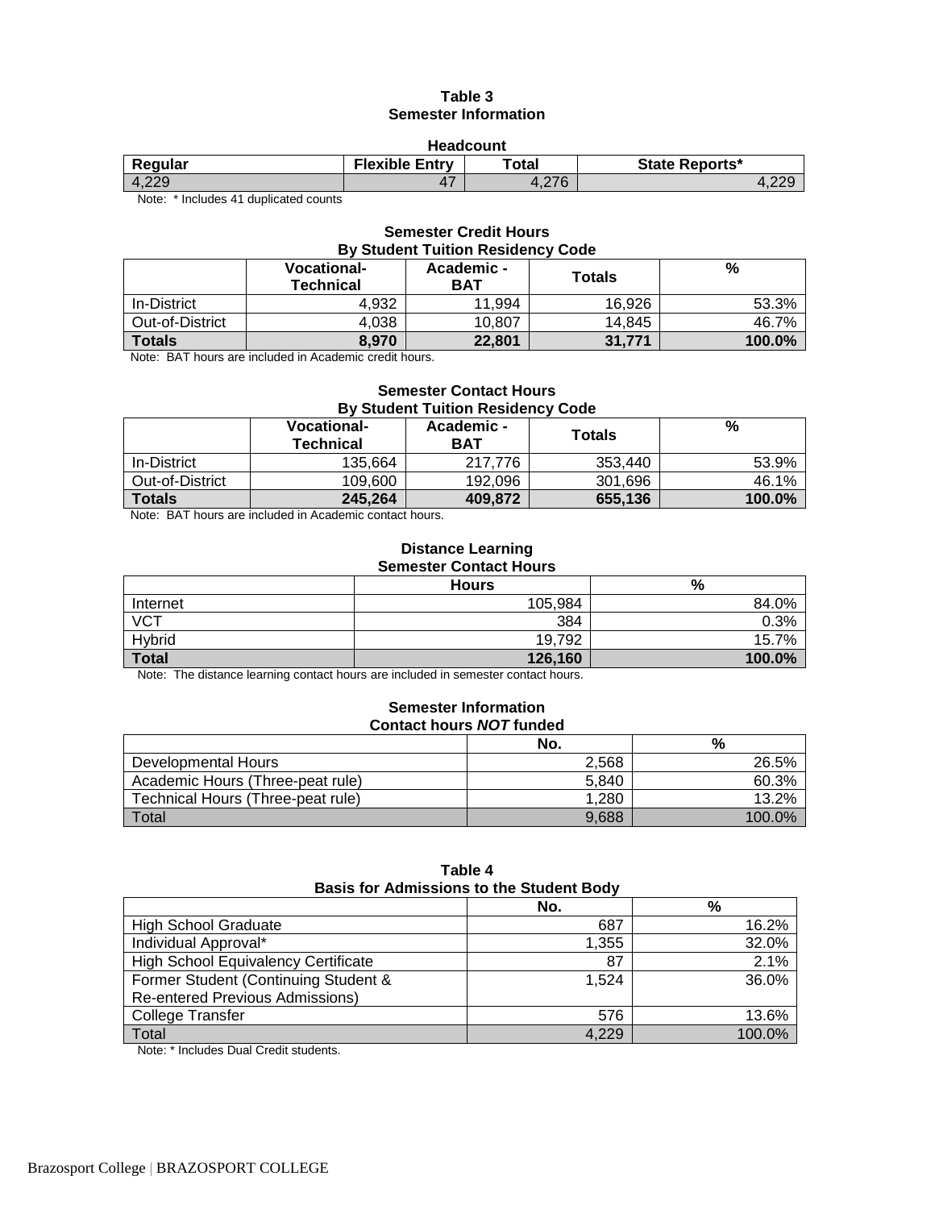## Table 3
## Semester Information

**Headcount**

| Regular | Flexible Entry | Total | State Reports* |
|---|---|---|---|
| 4,229 | 47 | 4,276 | 4,229 |

Note: * Includes 41 duplicated counts

**Semester Credit Hours**
**By Student Tuition Residency Code**

| | Vocational-Technical | Academic - BAT | Totals | % |
|---|---|---|---|---|
| In-District | 4,932 | 11,994 | 16,926 | 53.3% |
| Out-of-District | 4,038 | 10,807 | 14,845 | 46.7% |
| **Totals** | **8,970** | **22,801** | **31,771** | **100.0%** |

Note: BAT hours are included in Academic credit hours.

**Semester Contact Hours**
**By Student Tuition Residency Code**

| | Vocational-Technical | Academic - BAT | Totals | % |
|---|---|---|---|---|
| In-District | 135,664 | 217,776 | 353,440 | 53.9% |
| Out-of-District | 109,600 | 192,096 | 301,696 | 46.1% |
| **Totals** | **245,264** | **409,872** | **655,136** | **100.0%** |

Note: BAT hours are included in Academic contact hours.

**Distance Learning**
**Semester Contact Hours**

| | Hours | % |
|---|---|---|
| Internet | 105,984 | 84.0% |
| VCT | 384 | 0.3% |
| Hybrid | 19,792 | 15.7% |
| **Total** | **126,160** | **100.0%** |

Note: The distance learning contact hours are included in semester contact hours.

**Semester Information**
**Contact hours *NOT* funded**

| | No. | % |
|---|---|---|
| Developmental Hours | 2,568 | 26.5% |
| Academic Hours (Three-peat rule) | 5,840 | 60.3% |
| Technical Hours (Three-peat rule) | 1,280 | 13.2% |
| Total | 9,688 | 100.0% |

## Table 4
## Basis for Admissions to the Student Body

| | No. | % |
|---|---|---|
| High School Graduate | 687 | 16.2% |
| Individual Approval* | 1,355 | 32.0% |
| High School Equivalency Certificate | 87 | 2.1% |
| Former Student (Continuing Student & Re-entered Previous Admissions) | 1,524 | 36.0% |
| College Transfer | 576 | 13.6% |
| Total | 4,229 | 100.0% |

Note: * Includes Dual Credit students.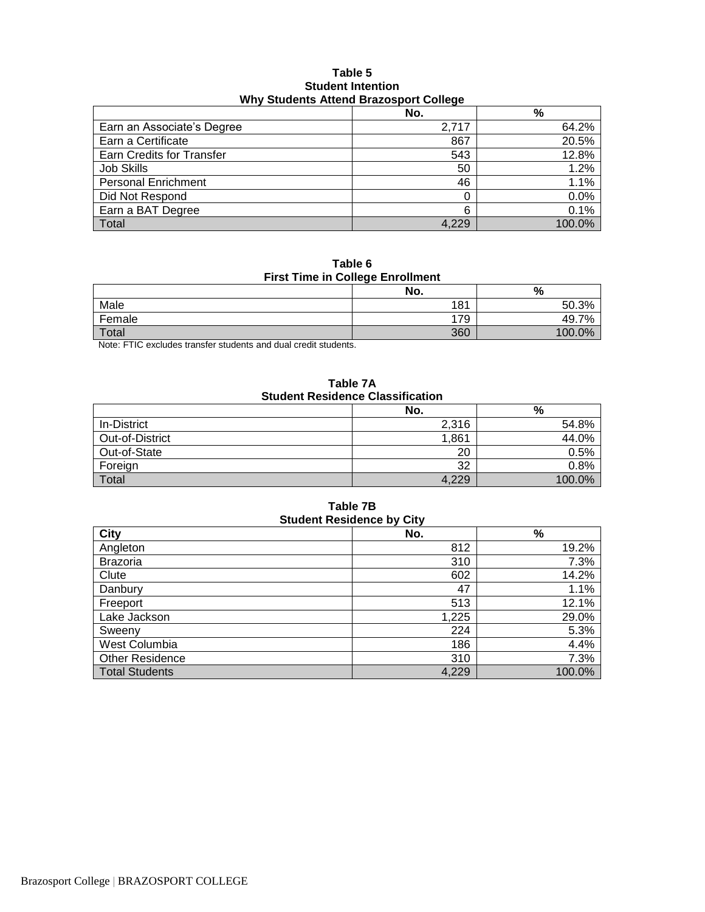**Table 5**
**Student Intention**
**Why Students Attend Brazosport College**

| | No. | % |
|---|---|---|
| Earn an Associate's Degree | 2,717 | 64.2% |
| Earn a Certificate | 867 | 20.5% |
| Earn Credits for Transfer | 543 | 12.8% |
| Job Skills | 50 | 1.2% |
| Personal Enrichment | 46 | 1.1% |
| Did Not Respond | 0 | 0.0% |
| Earn a BAT Degree | 6 | 0.1% |
| Total | 4,229 | 100.0% |

**Table 6**
**First Time in College Enrollment**

| | No. | % |
|---|---|---|
| Male | 181 | 50.3% |
| Female | 179 | 49.7% |
| Total | 360 | 100.0% |

Note: FTIC excludes transfer students and dual credit students.

**Table 7A**
**Student Residence Classification**

| | No. | % |
|---|---|---|
| In-District | 2,316 | 54.8% |
| Out-of-District | 1,861 | 44.0% |
| Out-of-State | 20 | 0.5% |
| Foreign | 32 | 0.8% |
| Total | 4,229 | 100.0% |

**Table 7B**
**Student Residence by City**

| City | No. | % |
|---|---|---|
| Angleton | 812 | 19.2% |
| Brazoria | 310 | 7.3% |
| Clute | 602 | 14.2% |
| Danbury | 47 | 1.1% |
| Freeport | 513 | 12.1% |
| Lake Jackson | 1,225 | 29.0% |
| Sweeny | 224 | 5.3% |
| West Columbia | 186 | 4.4% |
| Other Residence | 310 | 7.3% |
| Total Students | 4,229 | 100.0% |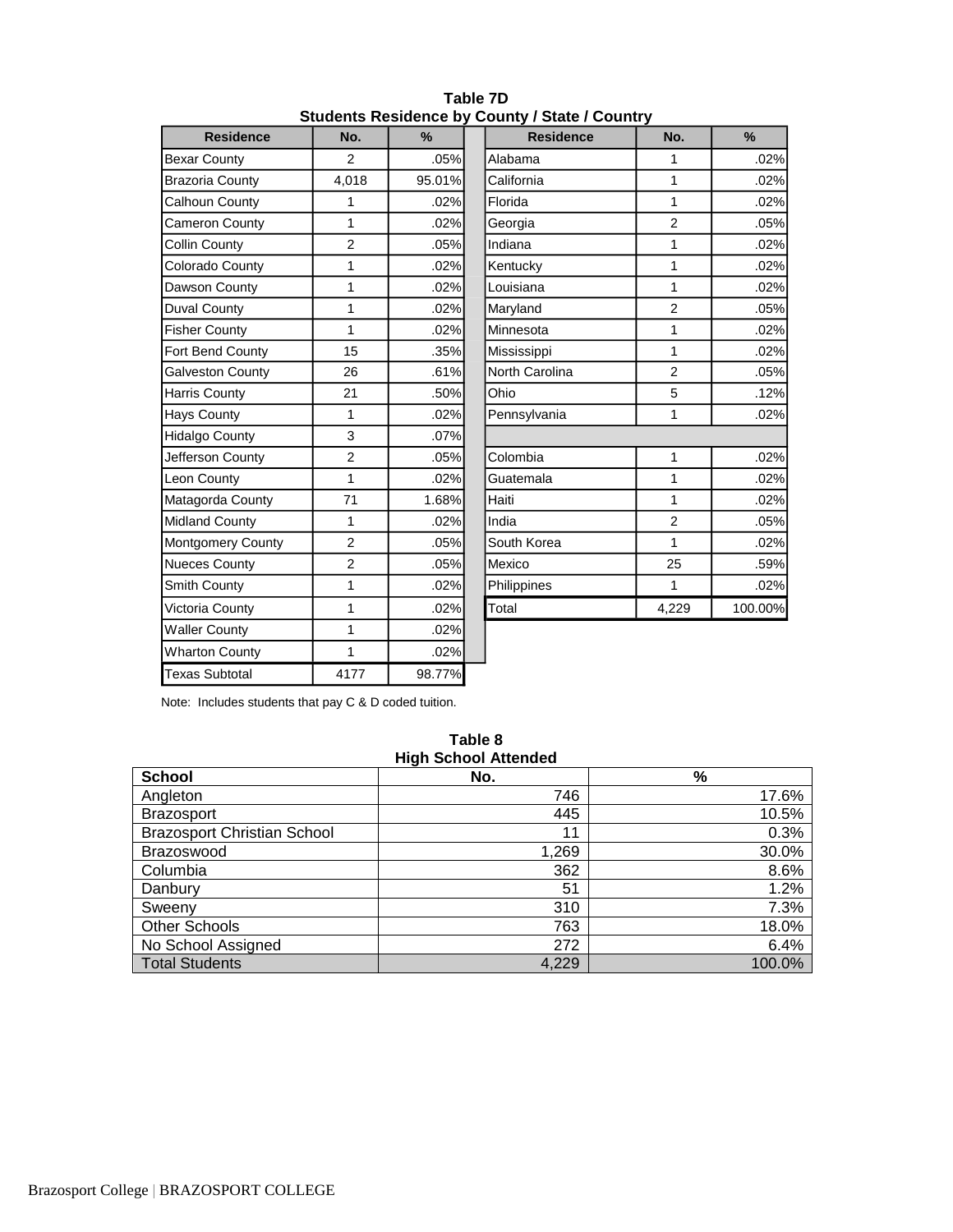**Table 7D**
**Students Residence by County / State / Country**

| Residence | No. | % | Residence | No. | % |
|---|---|---|---|---|---|
| Bexar County | 2 | .05% | Alabama | 1 | .02% |
| Brazoria County | 4,018 | 95.01% | California | 1 | .02% |
| Calhoun County | 1 | .02% | Florida | 1 | .02% |
| Cameron County | 1 | .02% | Georgia | 2 | .05% |
| Collin County | 2 | .05% | Indiana | 1 | .02% |
| Colorado County | 1 | .02% | Kentucky | 1 | .02% |
| Dawson County | 1 | .02% | Louisiana | 1 | .02% |
| Duval County | 1 | .02% | Maryland | 2 | .05% |
| Fisher County | 1 | .02% | Minnesota | 1 | .02% |
| Fort Bend County | 15 | .35% | Mississippi | 1 | .02% |
| Galveston County | 26 | .61% | North Carolina | 2 | .05% |
| Harris County | 21 | .50% | Ohio | 5 | .12% |
| Hays County | 1 | .02% | Pennsylvania | 1 | .02% |
| Hidalgo County | 3 | .07% | | | |
| Jefferson County | 2 | .05% | Colombia | 1 | .02% |
| Leon County | 1 | .02% | Guatemala | 1 | .02% |
| Matagorda County | 71 | 1.68% | Haiti | 1 | .02% |
| Midland County | 1 | .02% | India | 2 | .05% |
| Montgomery County | 2 | .05% | South Korea | 1 | .02% |
| Nueces County | 2 | .05% | Mexico | 25 | .59% |
| Smith County | 1 | .02% | Philippines | 1 | .02% |
| Victoria County | 1 | .02% | Total | 4,229 | 100.00% |
| Waller County | 1 | .02% | | | |
| Wharton County | 1 | .02% | | | |
| Texas Subtotal | 4177 | 98.77% | | | |

Note: Includes students that pay C & D coded tuition.

**Table 8**
**High School Attended**

| School | No. | % |
|---|---|---|
| Angleton | 746 | 17.6% |
| Brazosport | 445 | 10.5% |
| Brazosport Christian School | 11 | 0.3% |
| Brazoswood | 1,269 | 30.0% |
| Columbia | 362 | 8.6% |
| Danbury | 51 | 1.2% |
| Sweeny | 310 | 7.3% |
| Other Schools | 763 | 18.0% |
| No School Assigned | 272 | 6.4% |
| Total Students | 4,229 | 100.0% |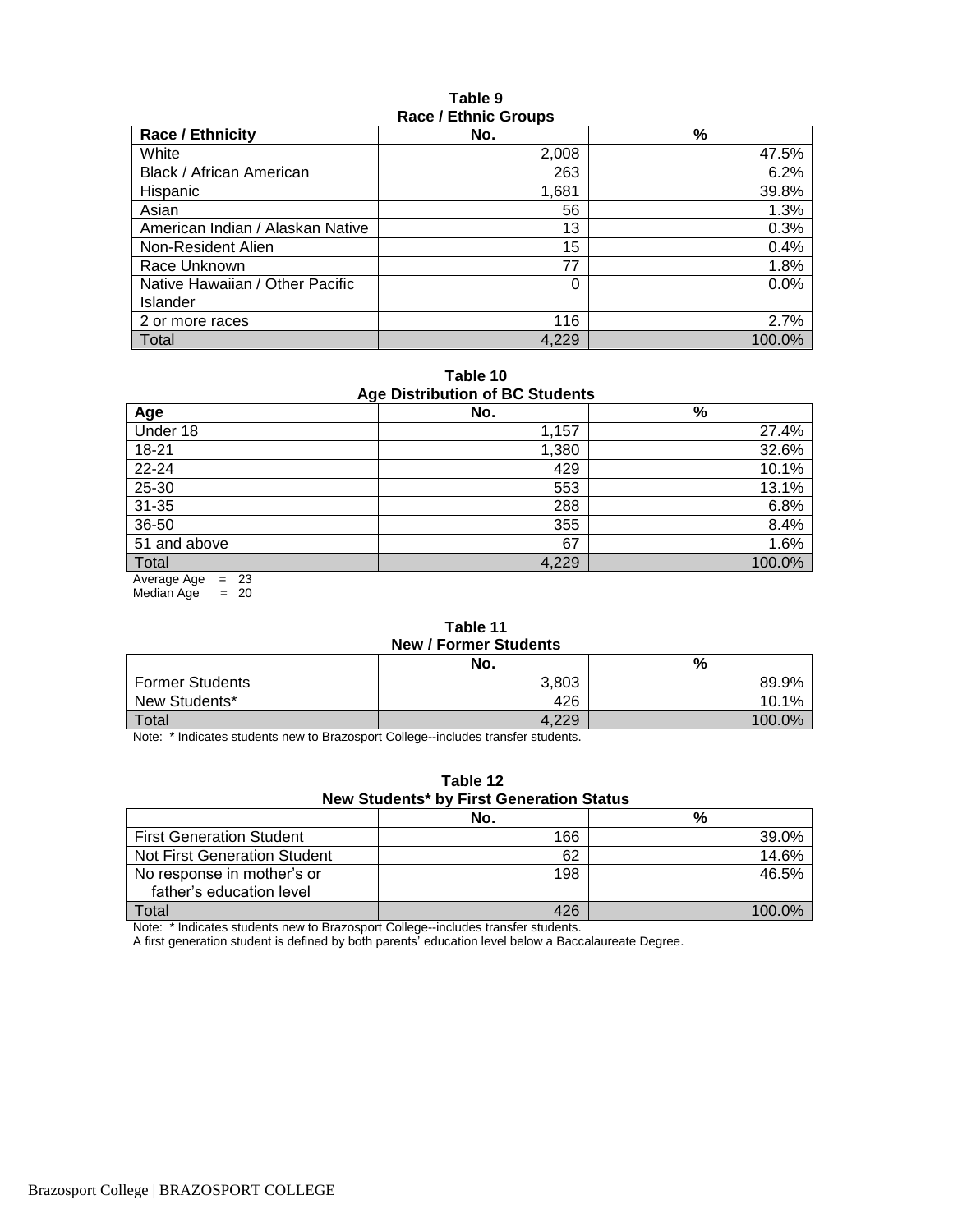**Table 9**
**Race / Ethnic Groups**

| Race / Ethnicity | No. | % |
|---|---|---|
| White | 2,008 | 47.5% |
| Black / African American | 263 | 6.2% |
| Hispanic | 1,681 | 39.8% |
| Asian | 56 | 1.3% |
| American Indian / Alaskan Native | 13 | 0.3% |
| Non-Resident Alien | 15 | 0.4% |
| Race Unknown | 77 | 1.8% |
| Native Hawaiian / Other Pacific Islander | 0 | 0.0% |
| 2 or more races | 116 | 2.7% |
| Total | 4,229 | 100.0% |

**Table 10**
**Age Distribution of BC Students**

| Age | No. | % |
|---|---|---|
| Under 18 | 1,157 | 27.4% |
| 18-21 | 1,380 | 32.6% |
| 22-24 | 429 | 10.1% |
| 25-30 | 553 | 13.1% |
| 31-35 | 288 | 6.8% |
| 36-50 | 355 | 8.4% |
| 51 and above | 67 | 1.6% |
| Total | 4,229 | 100.0% |

Average Age = 23
Median Age = 20

**Table 11**
**New / Former Students**

| | No. | % |
|---|---|---|
| Former Students | 3,803 | 89.9% |
| New Students* | 426 | 10.1% |
| Total | 4,229 | 100.0% |

Note: * Indicates students new to Brazosport College--includes transfer students.

**Table 12**
**New Students* by First Generation Status**

| | No. | % |
|---|---|---|
| First Generation Student | 166 | 39.0% |
| Not First Generation Student | 62 | 14.6% |
| No response in mother's or father's education level | 198 | 46.5% |
| Total | 426 | 100.0% |

Note: * Indicates students new to Brazosport College--includes transfer students.
A first generation student is defined by both parents' education level below a Baccalaureate Degree.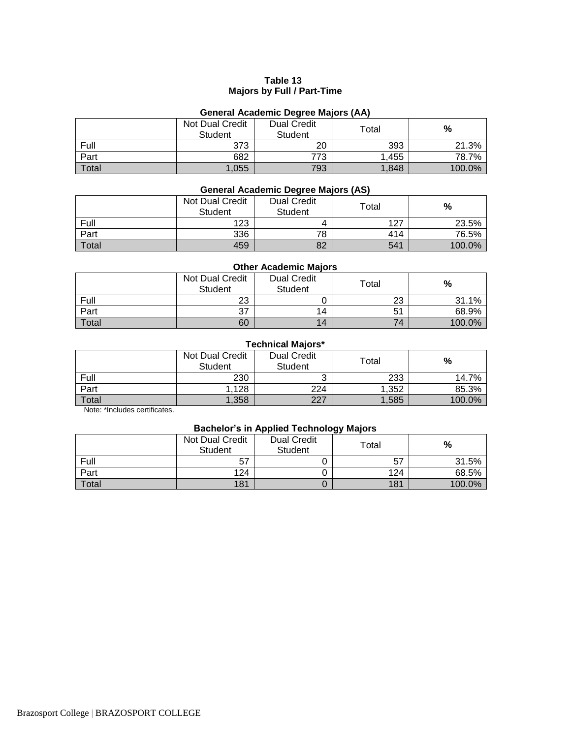**Table 13**
**Majors by Full / Part-Time**

**General Academic Degree Majors (AA)**

| | Not Dual Credit Student | Dual Credit Student | Total | % |
|---|---|---|---|---|
| Full | 373 | 20 | 393 | 21.3% |
| Part | 682 | 773 | 1,455 | 78.7% |
| Total | 1,055 | 793 | 1,848 | 100.0% |

**General Academic Degree Majors (AS)**

| | Not Dual Credit Student | Dual Credit Student | Total | % |
|---|---|---|---|---|
| Full | 123 | 4 | 127 | 23.5% |
| Part | 336 | 78 | 414 | 76.5% |
| Total | 459 | 82 | 541 | 100.0% |

**Other Academic Majors**

| | Not Dual Credit Student | Dual Credit Student | Total | % |
|---|---|---|---|---|
| Full | 23 | 0 | 23 | 31.1% |
| Part | 37 | 14 | 51 | 68.9% |
| Total | 60 | 14 | 74 | 100.0% |

**Technical Majors***

| | Not Dual Credit Student | Dual Credit Student | Total | % |
|---|---|---|---|---|
| Full | 230 | 3 | 233 | 14.7% |
| Part | 1,128 | 224 | 1,352 | 85.3% |
| Total | 1,358 | 227 | 1,585 | 100.0% |

Note: *Includes certificates.

**Bachelor's in Applied Technology Majors**

| | Not Dual Credit Student | Dual Credit Student | Total | % |
|---|---|---|---|---|
| Full | 57 | 0 | 57 | 31.5% |
| Part | 124 | 0 | 124 | 68.5% |
| Total | 181 | 0 | 181 | 100.0% |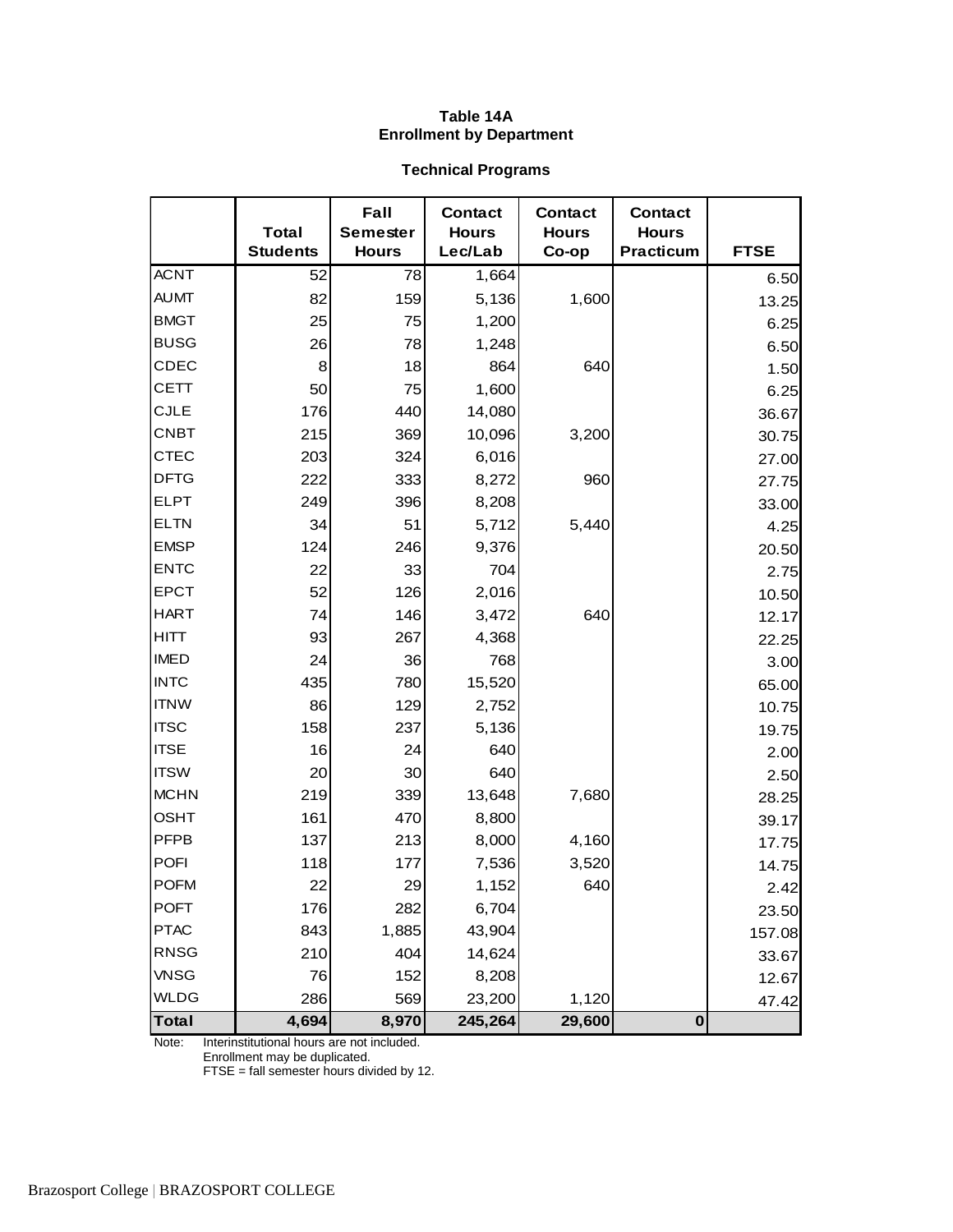**Table 14A**
**Enrollment by Department**

**Technical Programs**

| | Total Students | Fall Semester Hours | Contact Hours Lec/Lab | Contact Hours Co-op | Contact Hours Practicum | FTSE |
|---|---|---|---|---|---|---|
| ACNT | 52 | 78 | 1,664 | | | 6.50 |
| AUMT | 82 | 159 | 5,136 | 1,600 | | 13.25 |
| BMGT | 25 | 75 | 1,200 | | | 6.25 |
| BUSG | 26 | 78 | 1,248 | | | 6.50 |
| CDEC | 8 | 18 | 864 | 640 | | 1.50 |
| CETT | 50 | 75 | 1,600 | | | 6.25 |
| CJLE | 176 | 440 | 14,080 | | | 36.67 |
| CNBT | 215 | 369 | 10,096 | 3,200 | | 30.75 |
| CTEC | 203 | 324 | 6,016 | | | 27.00 |
| DFTG | 222 | 333 | 8,272 | 960 | | 27.75 |
| ELPT | 249 | 396 | 8,208 | | | 33.00 |
| ELTN | 34 | 51 | 5,712 | 5,440 | | 4.25 |
| EMSP | 124 | 246 | 9,376 | | | 20.50 |
| ENTC | 22 | 33 | 704 | | | 2.75 |
| EPCT | 52 | 126 | 2,016 | | | 10.50 |
| HART | 74 | 146 | 3,472 | 640 | | 12.17 |
| HITT | 93 | 267 | 4,368 | | | 22.25 |
| IMED | 24 | 36 | 768 | | | 3.00 |
| INTC | 435 | 780 | 15,520 | | | 65.00 |
| ITNW | 86 | 129 | 2,752 | | | 10.75 |
| ITSC | 158 | 237 | 5,136 | | | 19.75 |
| ITSE | 16 | 24 | 640 | | | 2.00 |
| ITSW | 20 | 30 | 640 | | | 2.50 |
| MCHN | 219 | 339 | 13,648 | 7,680 | | 28.25 |
| OSHT | 161 | 470 | 8,800 | | | 39.17 |
| PFPB | 137 | 213 | 8,000 | 4,160 | | 17.75 |
| POFI | 118 | 177 | 7,536 | 3,520 | | 14.75 |
| POFM | 22 | 29 | 1,152 | 640 | | 2.42 |
| POFT | 176 | 282 | 6,704 | | | 23.50 |
| PTAC | 843 | 1,885 | 43,904 | | | 157.08 |
| RNSG | 210 | 404 | 14,624 | | | 33.67 |
| VNSG | 76 | 152 | 8,208 | | | 12.67 |
| WLDG | 286 | 569 | 23,200 | 1,120 | | 47.42 |
| **Total** | **4,694** | **8,970** | **245,264** | **29,600** | **0** | |

Note: Interinstitutional hours are not included.
Enrollment may be duplicated.
FTSE = fall semester hours divided by 12.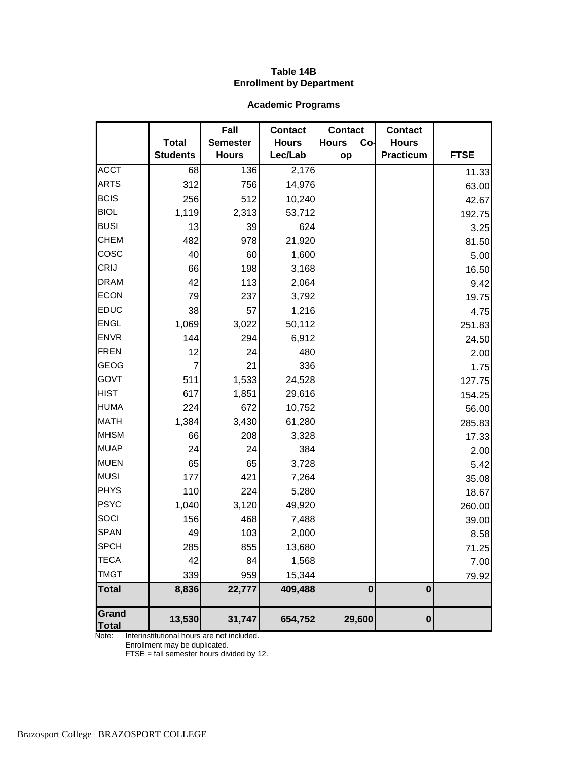**Table 14B**
**Enrollment by Department**

**Academic Programs**

| | Total Students | Fall Semester Hours | Contact Hours Lec/Lab | Contact Hours Co-op | Contact Hours Practicum | FTSE |
|---|---|---|---|---|---|---|
| ACCT | 68 | 136 | 2,176 | | | 11.33 |
| ARTS | 312 | 756 | 14,976 | | | 63.00 |
| BCIS | 256 | 512 | 10,240 | | | 42.67 |
| BIOL | 1,119 | 2,313 | 53,712 | | | 192.75 |
| BUSI | 13 | 39 | 624 | | | 3.25 |
| CHEM | 482 | 978 | 21,920 | | | 81.50 |
| COSC | 40 | 60 | 1,600 | | | 5.00 |
| CRIJ | 66 | 198 | 3,168 | | | 16.50 |
| DRAM | 42 | 113 | 2,064 | | | 9.42 |
| ECON | 79 | 237 | 3,792 | | | 19.75 |
| EDUC | 38 | 57 | 1,216 | | | 4.75 |
| ENGL | 1,069 | 3,022 | 50,112 | | | 251.83 |
| ENVR | 144 | 294 | 6,912 | | | 24.50 |
| FREN | 12 | 24 | 480 | | | 2.00 |
| GEOG | 7 | 21 | 336 | | | 1.75 |
| GOVT | 511 | 1,533 | 24,528 | | | 127.75 |
| HIST | 617 | 1,851 | 29,616 | | | 154.25 |
| HUMA | 224 | 672 | 10,752 | | | 56.00 |
| MATH | 1,384 | 3,430 | 61,280 | | | 285.83 |
| MHSM | 66 | 208 | 3,328 | | | 17.33 |
| MUAP | 24 | 24 | 384 | | | 2.00 |
| MUEN | 65 | 65 | 3,728 | | | 5.42 |
| MUSI | 177 | 421 | 7,264 | | | 35.08 |
| PHYS | 110 | 224 | 5,280 | | | 18.67 |
| PSYC | 1,040 | 3,120 | 49,920 | | | 260.00 |
| SOCI | 156 | 468 | 7,488 | | | 39.00 |
| SPAN | 49 | 103 | 2,000 | | | 8.58 |
| SPCH | 285 | 855 | 13,680 | | | 71.25 |
| TECA | 42 | 84 | 1,568 | | | 7.00 |
| TMGT | 339 | 959 | 15,344 | | | 79.92 |
| **Total** | **8,836** | **22,777** | **409,488** | **0** | **0** | |
| **Grand Total** | **13,530** | **31,747** | **654,752** | **29,600** | **0** | |

Note: Interinstitutional hours are not included.
Enrollment may be duplicated.
FTSE = fall semester hours divided by 12.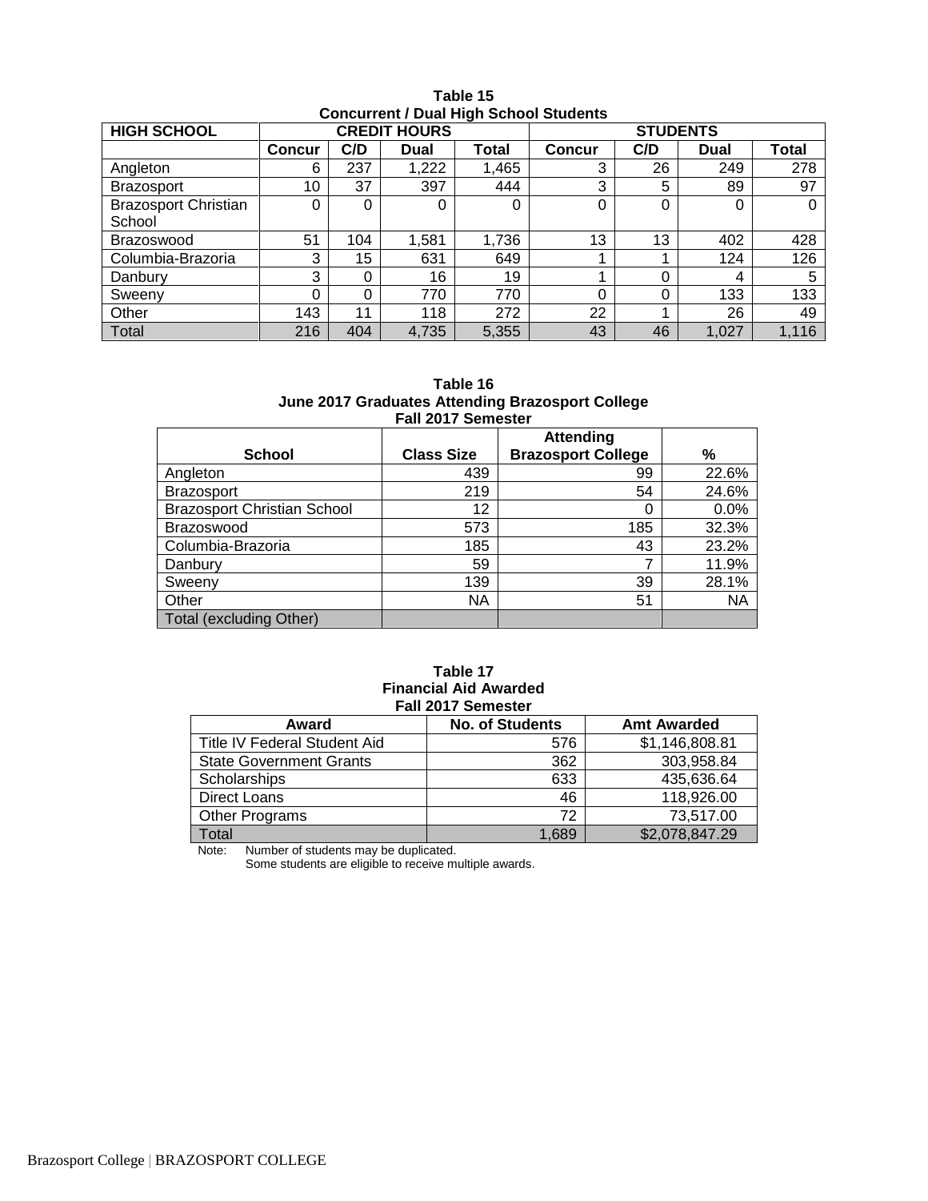**Table 15**
**Concurrent / Dual High School Students**

| HIGH SCHOOL | CREDIT HOURS | | | | STUDENTS | | | |
|---|---|---|---|---|---|---|---|---|
| | Concur | C/D | Dual | Total | Concur | C/D | Dual | Total |
| Angleton | 6 | 237 | 1,222 | 1,465 | 3 | 26 | 249 | 278 |
| Brazosport | 10 | 37 | 397 | 444 | 3 | 5 | 89 | 97 |
| Brazosport Christian School | 0 | 0 | 0 | 0 | 0 | 0 | 0 | 0 |
| Brazoswood | 51 | 104 | 1,581 | 1,736 | 13 | 13 | 402 | 428 |
| Columbia-Brazoria | 3 | 15 | 631 | 649 | 1 | 1 | 124 | 126 |
| Danbury | 3 | 0 | 16 | 19 | 1 | 0 | 4 | 5 |
| Sweeny | 0 | 0 | 770 | 770 | 0 | 0 | 133 | 133 |
| Other | 143 | 11 | 118 | 272 | 22 | 1 | 26 | 49 |
| Total | 216 | 404 | 4,735 | 5,355 | 43 | 46 | 1,027 | 1,116 |

**Table 16**
**June 2017 Graduates Attending Brazosport College**
**Fall 2017 Semester**

| School | Class Size | Attending Brazosport College | % |
|---|---|---|---|
| Angleton | 439 | 99 | 22.6% |
| Brazosport | 219 | 54 | 24.6% |
| Brazosport Christian School | 12 | 0 | 0.0% |
| Brazoswood | 573 | 185 | 32.3% |
| Columbia-Brazoria | 185 | 43 | 23.2% |
| Danbury | 59 | 7 | 11.9% |
| Sweeny | 139 | 39 | 28.1% |
| Other | NA | 51 | NA |
| Total (excluding Other) | | | |

**Table 17**
**Financial Aid Awarded**
**Fall 2017 Semester**

| Award | No. of Students | Amt Awarded |
|---|---|---|
| Title IV Federal Student Aid | 576 | $1,146,808.81 |
| State Government Grants | 362 | 303,958.84 |
| Scholarships | 633 | 435,636.64 |
| Direct Loans | 46 | 118,926.00 |
| Other Programs | 72 | 73,517.00 |
| Total | 1,689 | $2,078,847.29 |

Note: Number of students may be duplicated.
Some students are eligible to receive multiple awards.